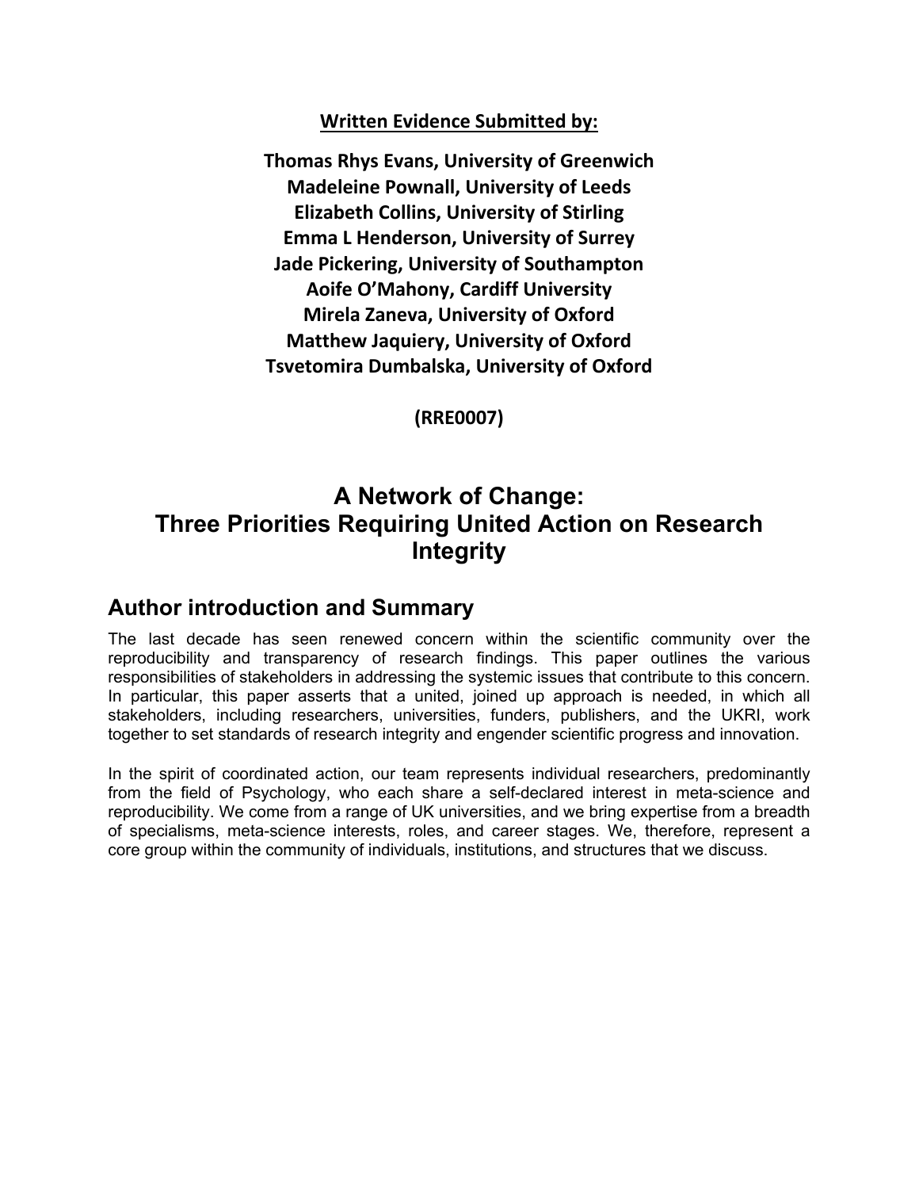**Written Evidence Submitted by:**

**Thomas Rhys Evans, University of Greenwich**
**Madeleine Pownall, University of Leeds**
**Elizabeth Collins, University of Stirling**
**Emma L Henderson, University of Surrey**
**Jade Pickering, University of Southampton**
**Aoife O'Mahony, Cardiff University**
**Mirela Zaneva, University of Oxford**
**Matthew Jaquiery, University of Oxford**
**Tsvetomira Dumbalska, University of Oxford**

**(RRE0007)**

# A Network of Change: Three Priorities Requiring United Action on Research Integrity

## Author introduction and Summary

The last decade has seen renewed concern within the scientific community over the reproducibility and transparency of research findings. This paper outlines the various responsibilities of stakeholders in addressing the systemic issues that contribute to this concern. In particular, this paper asserts that a united, joined up approach is needed, in which all stakeholders, including researchers, universities, funders, publishers, and the UKRI, work together to set standards of research integrity and engender scientific progress and innovation.

In the spirit of coordinated action, our team represents individual researchers, predominantly from the field of Psychology, who each share a self-declared interest in meta-science and reproducibility. We come from a range of UK universities, and we bring expertise from a breadth of specialisms, meta-science interests, roles, and career stages. We, therefore, represent a core group within the community of individuals, institutions, and structures that we discuss.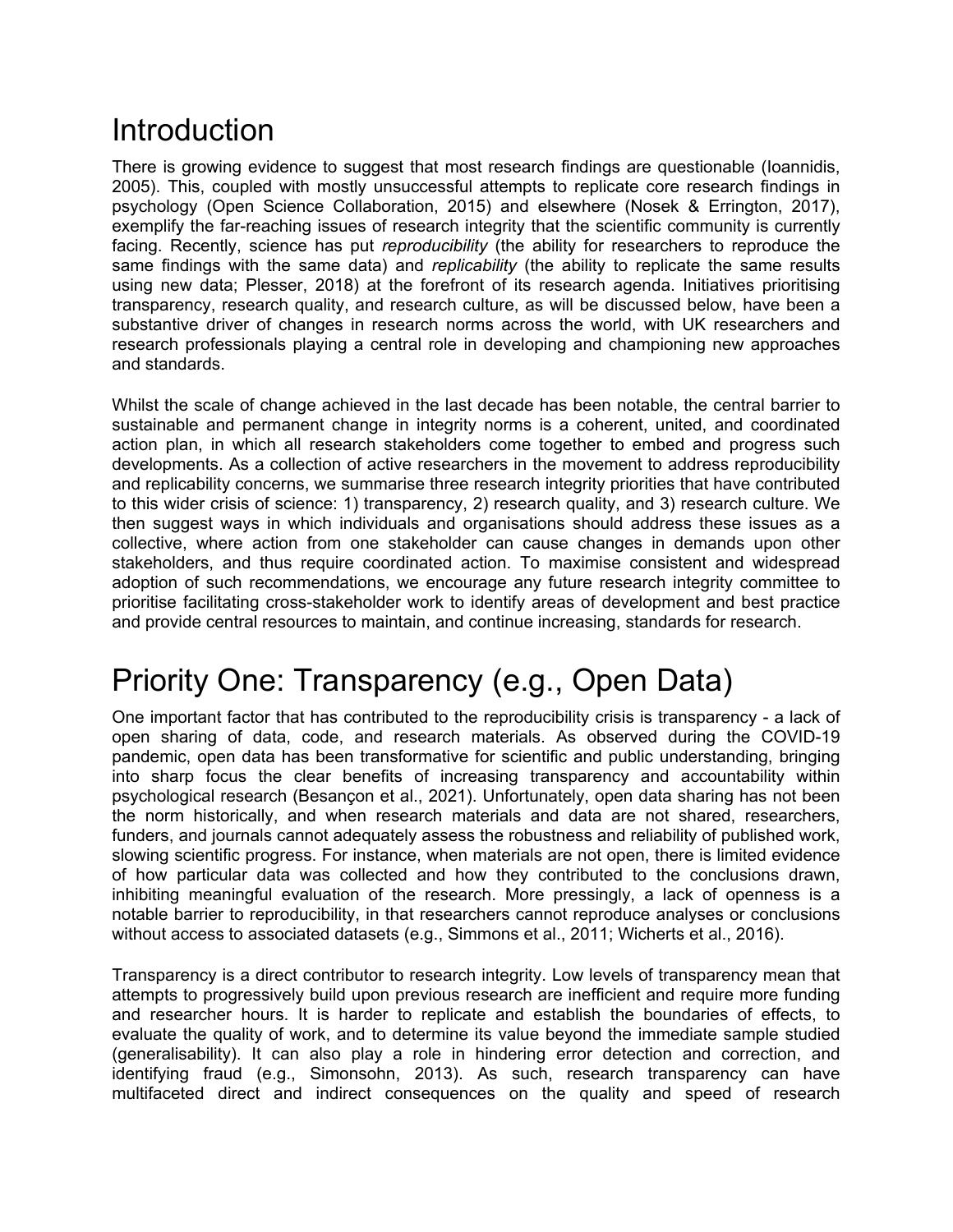# Introduction

There is growing evidence to suggest that most research findings are questionable (Ioannidis, 2005). This, coupled with mostly unsuccessful attempts to replicate core research findings in psychology (Open Science Collaboration, 2015) and elsewhere (Nosek & Errington, 2017), exemplify the far-reaching issues of research integrity that the scientific community is currently facing. Recently, science has put *reproducibility* (the ability for researchers to reproduce the same findings with the same data) and *replicability* (the ability to replicate the same results using new data; Plesser, 2018) at the forefront of its research agenda. Initiatives prioritising transparency, research quality, and research culture, as will be discussed below, have been a substantive driver of changes in research norms across the world, with UK researchers and research professionals playing a central role in developing and championing new approaches and standards.

Whilst the scale of change achieved in the last decade has been notable, the central barrier to sustainable and permanent change in integrity norms is a coherent, united, and coordinated action plan, in which all research stakeholders come together to embed and progress such developments. As a collection of active researchers in the movement to address reproducibility and replicability concerns, we summarise three research integrity priorities that have contributed to this wider crisis of science: 1) transparency, 2) research quality, and 3) research culture. We then suggest ways in which individuals and organisations should address these issues as a collective, where action from one stakeholder can cause changes in demands upon other stakeholders, and thus require coordinated action. To maximise consistent and widespread adoption of such recommendations, we encourage any future research integrity committee to prioritise facilitating cross-stakeholder work to identify areas of development and best practice and provide central resources to maintain, and continue increasing, standards for research.

# Priority One: Transparency (e.g., Open Data)

One important factor that has contributed to the reproducibility crisis is transparency - a lack of open sharing of data, code, and research materials. As observed during the COVID-19 pandemic, open data has been transformative for scientific and public understanding, bringing into sharp focus the clear benefits of increasing transparency and accountability within psychological research (Besançon et al., 2021). Unfortunately, open data sharing has not been the norm historically, and when research materials and data are not shared, researchers, funders, and journals cannot adequately assess the robustness and reliability of published work, slowing scientific progress. For instance, when materials are not open, there is limited evidence of how particular data was collected and how they contributed to the conclusions drawn, inhibiting meaningful evaluation of the research. More pressingly, a lack of openness is a notable barrier to reproducibility, in that researchers cannot reproduce analyses or conclusions without access to associated datasets (e.g., Simmons et al., 2011; Wicherts et al., 2016).

Transparency is a direct contributor to research integrity. Low levels of transparency mean that attempts to progressively build upon previous research are inefficient and require more funding and researcher hours. It is harder to replicate and establish the boundaries of effects, to evaluate the quality of work, and to determine its value beyond the immediate sample studied (generalisability). It can also play a role in hindering error detection and correction, and identifying fraud (e.g., Simonsohn, 2013). As such, research transparency can have multifaceted direct and indirect consequences on the quality and speed of research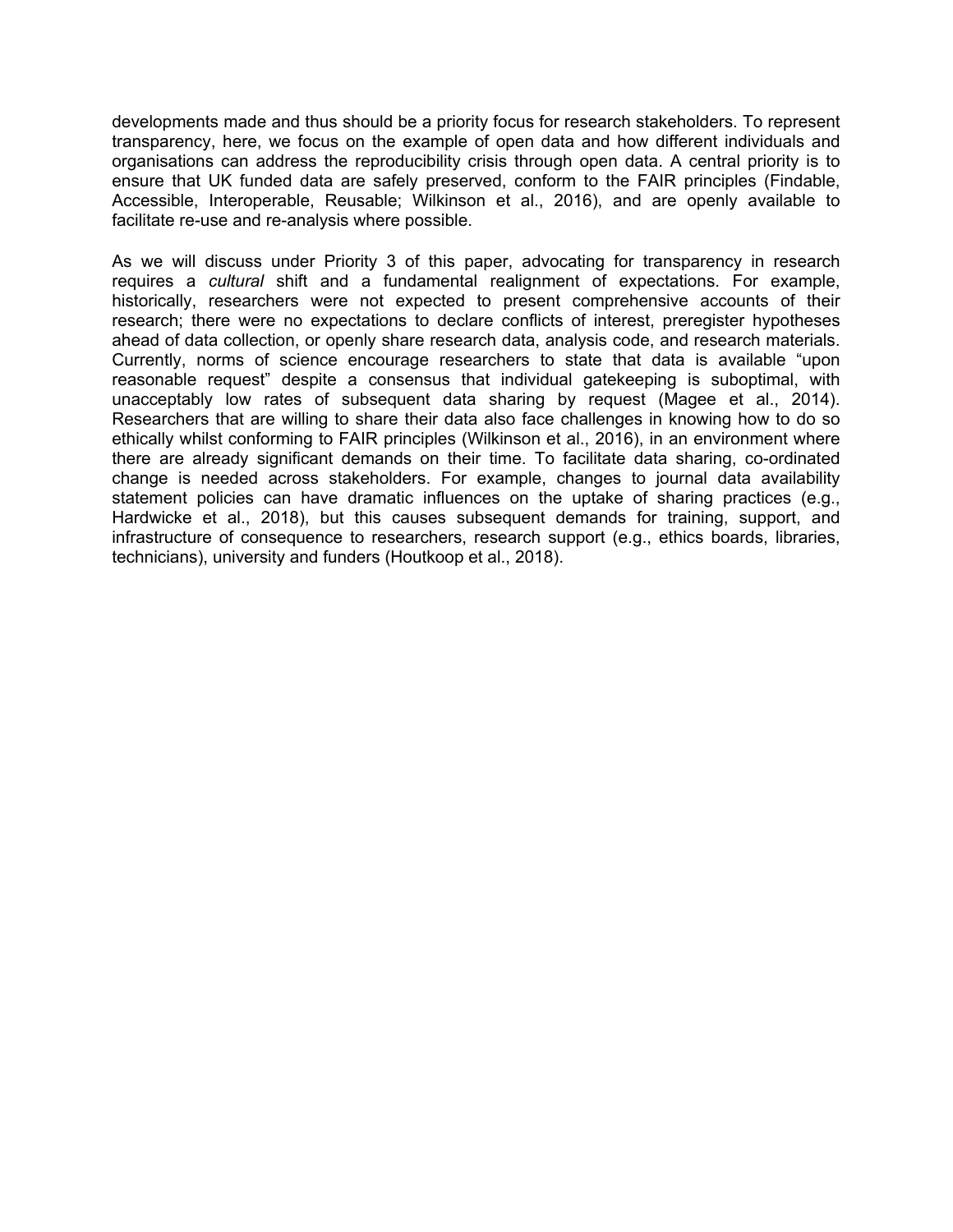developments made and thus should be a priority focus for research stakeholders. To represent transparency, here, we focus on the example of open data and how different individuals and organisations can address the reproducibility crisis through open data. A central priority is to ensure that UK funded data are safely preserved, conform to the FAIR principles (Findable, Accessible, Interoperable, Reusable; Wilkinson et al., 2016), and are openly available to facilitate re-use and re-analysis where possible.

As we will discuss under Priority 3 of this paper, advocating for transparency in research requires a *cultural* shift and a fundamental realignment of expectations. For example, historically, researchers were not expected to present comprehensive accounts of their research; there were no expectations to declare conflicts of interest, preregister hypotheses ahead of data collection, or openly share research data, analysis code, and research materials. Currently, norms of science encourage researchers to state that data is available "upon reasonable request" despite a consensus that individual gatekeeping is suboptimal, with unacceptably low rates of subsequent data sharing by request (Magee et al., 2014). Researchers that are willing to share their data also face challenges in knowing how to do so ethically whilst conforming to FAIR principles (Wilkinson et al., 2016), in an environment where there are already significant demands on their time. To facilitate data sharing, co-ordinated change is needed across stakeholders. For example, changes to journal data availability statement policies can have dramatic influences on the uptake of sharing practices (e.g., Hardwicke et al., 2018), but this causes subsequent demands for training, support, and infrastructure of consequence to researchers, research support (e.g., ethics boards, libraries, technicians), university and funders (Houtkoop et al., 2018).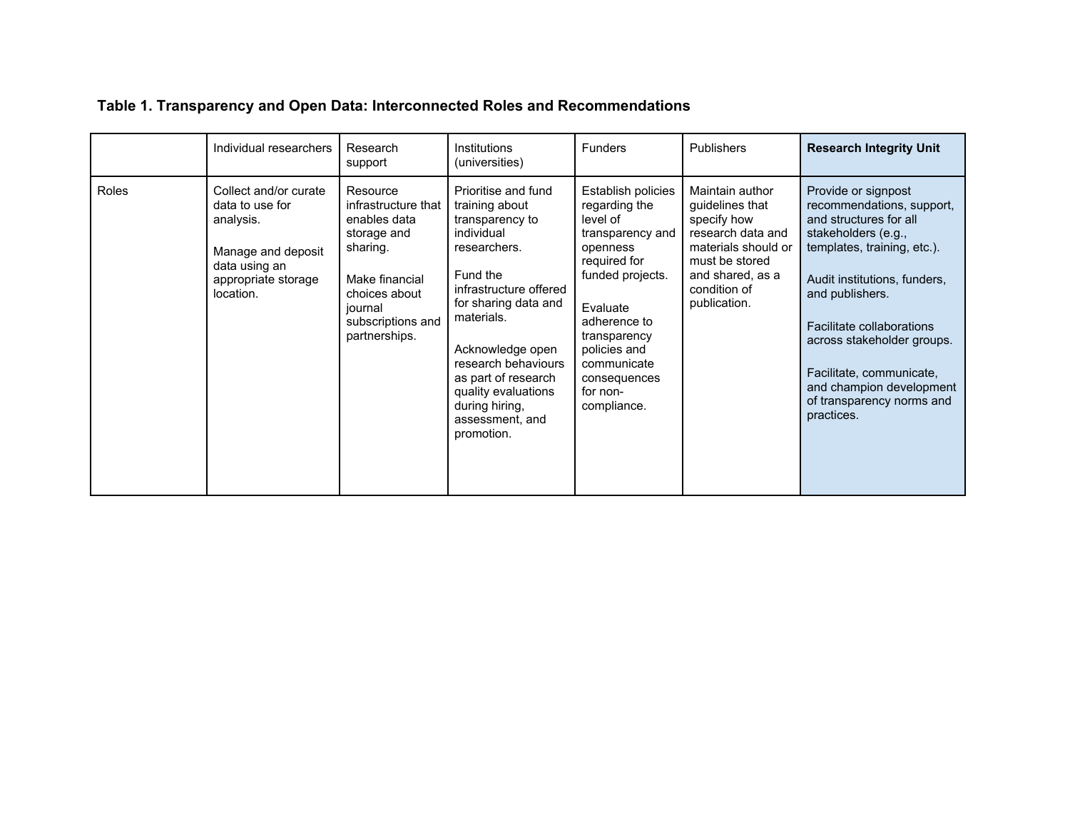**Table 1. Transparency and Open Data: Interconnected Roles and Recommendations**

| | Individual researchers | Research support | Institutions (universities) | Funders | Publishers | **Research Integrity Unit** |
|---|---|---|---|---|---|---|
| Roles | Collect and/or curate data to use for analysis.<br><br>Manage and deposit data using an appropriate storage location. | Resource infrastructure that enables data storage and sharing.<br><br>Make financial choices about journal subscriptions and partnerships. | Prioritise and fund training about transparency to individual researchers.<br><br>Fund the infrastructure offered for sharing data and materials.<br><br>Acknowledge open research behaviours as part of research quality evaluations during hiring, assessment, and promotion. | Establish policies regarding the level of transparency and openness required for funded projects.<br><br>Evaluate adherence to transparency policies and communicate consequences for non-compliance. | Maintain author guidelines that specify how research data and materials should or must be stored and shared, as a condition of publication. | Provide or signpost recommendations, support, and structures for all stakeholders (e.g., templates, training, etc.).<br><br>Audit institutions, funders, and publishers.<br><br>Facilitate collaborations across stakeholder groups.<br><br>Facilitate, communicate, and champion development of transparency norms and practices. |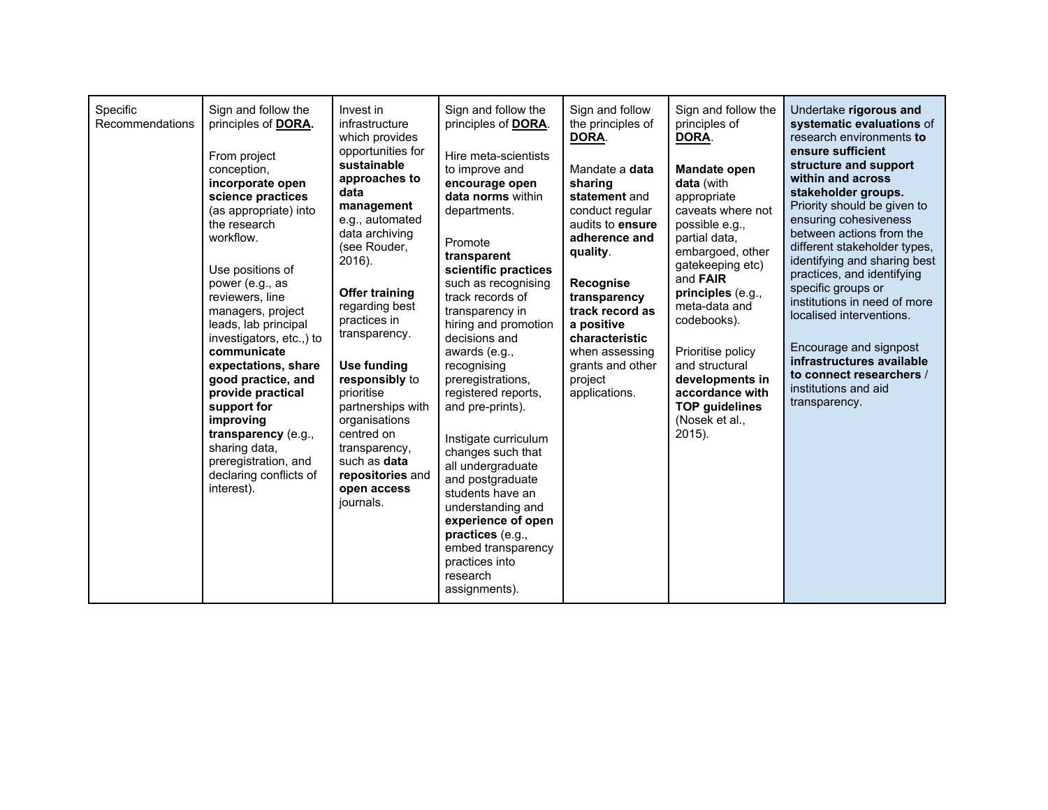| Specific Recommendations | Sign and follow the principles of **DORA.**<br><br>From project conception, **incorporate open science practices** (as appropriate) into the research workflow.<br><br>Use positions of power (e.g., as reviewers, line managers, project leads, lab principal investigators, etc.,) to **communicate expectations, share good practice, and provide practical support for improving transparency** (e.g., sharing data, preregistration, and declaring conflicts of interest). | Invest in infrastructure which provides opportunities for **sustainable approaches to data management** e.g., automated data archiving (see Rouder, 2016).<br><br>**Offer training** regarding best practices in transparency.<br><br>**Use funding responsibly** to prioritise partnerships with organisations centred on transparency, such as **data repositories** and **open access** journals. | Sign and follow the principles of **DORA**.<br><br>Hire meta-scientists to improve and **encourage open data norms** within departments.<br><br>Promote **transparent scientific practices** such as recognising track records of transparency in hiring and promotion decisions and awards (e.g., recognising preregistrations, registered reports, and pre-prints).<br><br>Instigate curriculum changes such that all undergraduate and postgraduate students have an understanding and **experience of open practices** (e.g., embed transparency practices into research assignments). | Sign and follow the principles of **DORA**.<br><br>Mandate a **data sharing statement** and conduct regular audits to **ensure adherence and quality**.<br><br>**Recognise transparency track record as a positive characteristic** when assessing grants and other project applications. | Sign and follow the principles of **DORA**.<br><br>**Mandate open data** (with appropriate caveats where not possible e.g., partial data, embargoed, other gatekeeping etc) and **FAIR principles** (e.g., meta-data and codebooks).<br><br>Prioritise policy and structural **developments in accordance with TOP guidelines** (Nosek et al., 2015). | Undertake **rigorous and systematic evaluations** of research environments **to ensure sufficient structure and support within and across stakeholder groups.** Priority should be given to ensuring cohesiveness between actions from the different stakeholder types, identifying and sharing best practices, and identifying specific groups or institutions in need of more localised interventions.<br><br>Encourage and signpost **infrastructures available to connect researchers** / institutions and aid transparency. |
|---|---|---|---|---|---|---|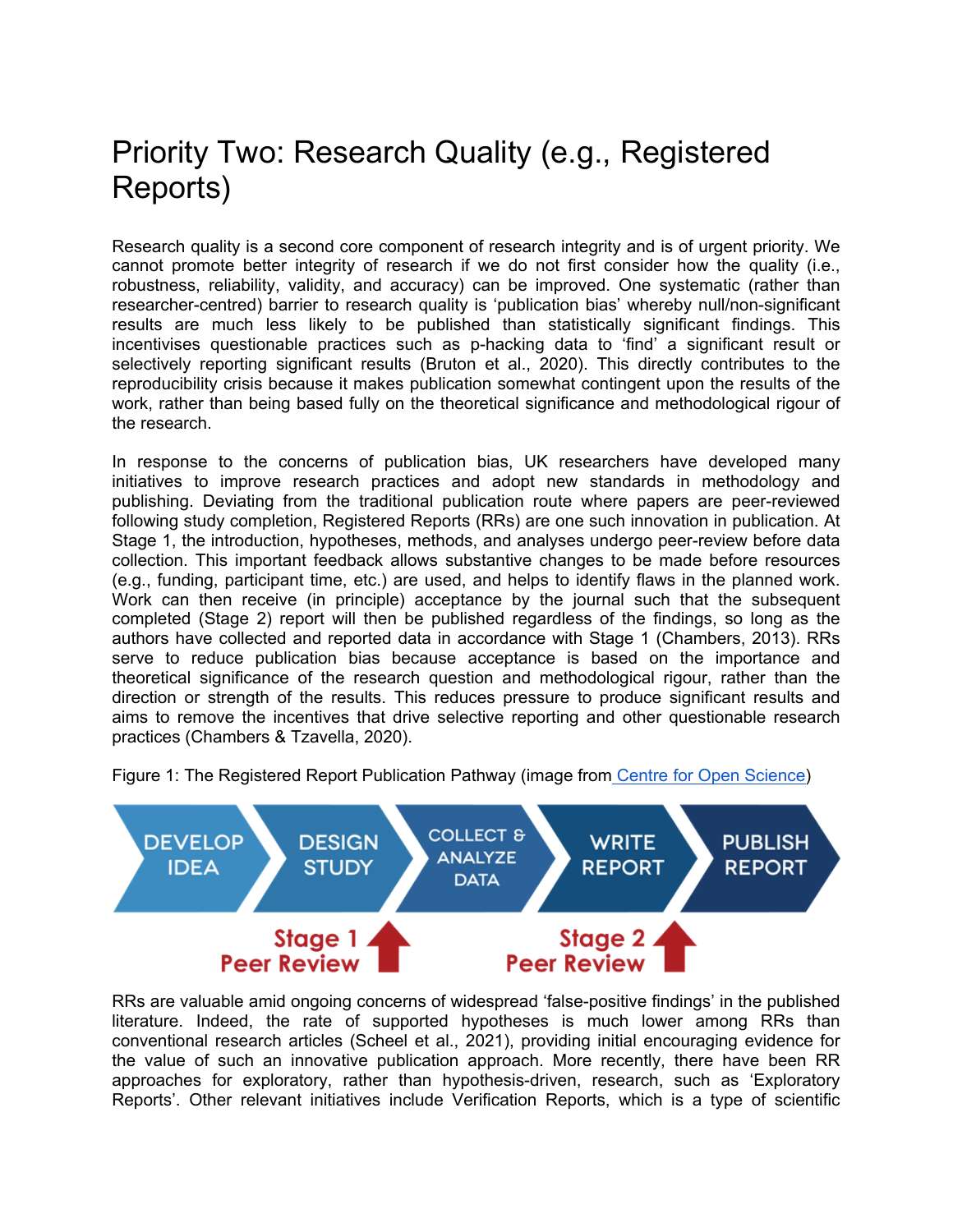# Priority Two: Research Quality (e.g., Registered Reports)

Research quality is a second core component of research integrity and is of urgent priority. We cannot promote better integrity of research if we do not first consider how the quality (i.e., robustness, reliability, validity, and accuracy) can be improved. One systematic (rather than researcher-centred) barrier to research quality is 'publication bias' whereby null/non-significant results are much less likely to be published than statistically significant findings. This incentivises questionable practices such as p-hacking data to 'find' a significant result or selectively reporting significant results (Bruton et al., 2020). This directly contributes to the reproducibility crisis because it makes publication somewhat contingent upon the results of the work, rather than being based fully on the theoretical significance and methodological rigour of the research.

In response to the concerns of publication bias, UK researchers have developed many initiatives to improve research practices and adopt new standards in methodology and publishing. Deviating from the traditional publication route where papers are peer-reviewed following study completion, Registered Reports (RRs) are one such innovation in publication. At Stage 1, the introduction, hypotheses, methods, and analyses undergo peer-review before data collection. This important feedback allows substantive changes to be made before resources (e.g., funding, participant time, etc.) are used, and helps to identify flaws in the planned work. Work can then receive (in principle) acceptance by the journal such that the subsequent completed (Stage 2) report will then be published regardless of the findings, so long as the authors have collected and reported data in accordance with Stage 1 (Chambers, 2013). RRs serve to reduce publication bias because acceptance is based on the importance and theoretical significance of the research question and methodological rigour, rather than the direction or strength of the results. This reduces pressure to produce significant results and aims to remove the incentives that drive selective reporting and other questionable research practices (Chambers & Tzavella, 2020).

Figure 1: The Registered Report Publication Pathway (image from [Centre for Open Science](#))

DEVELOP IDEA → DESIGN STUDY → COLLECT & ANALYZE DATA → WRITE REPORT → PUBLISH REPORT

Stage 1 Peer Review (after Design Study) | Stage 2 Peer Review (after Write Report)

RRs are valuable amid ongoing concerns of widespread 'false-positive findings' in the published literature. Indeed, the rate of supported hypotheses is much lower among RRs than conventional research articles (Scheel et al., 2021), providing initial encouraging evidence for the value of such an innovative publication approach. More recently, there have been RR approaches for exploratory, rather than hypothesis-driven, research, such as 'Exploratory Reports'. Other relevant initiatives include Verification Reports, which is a type of scientific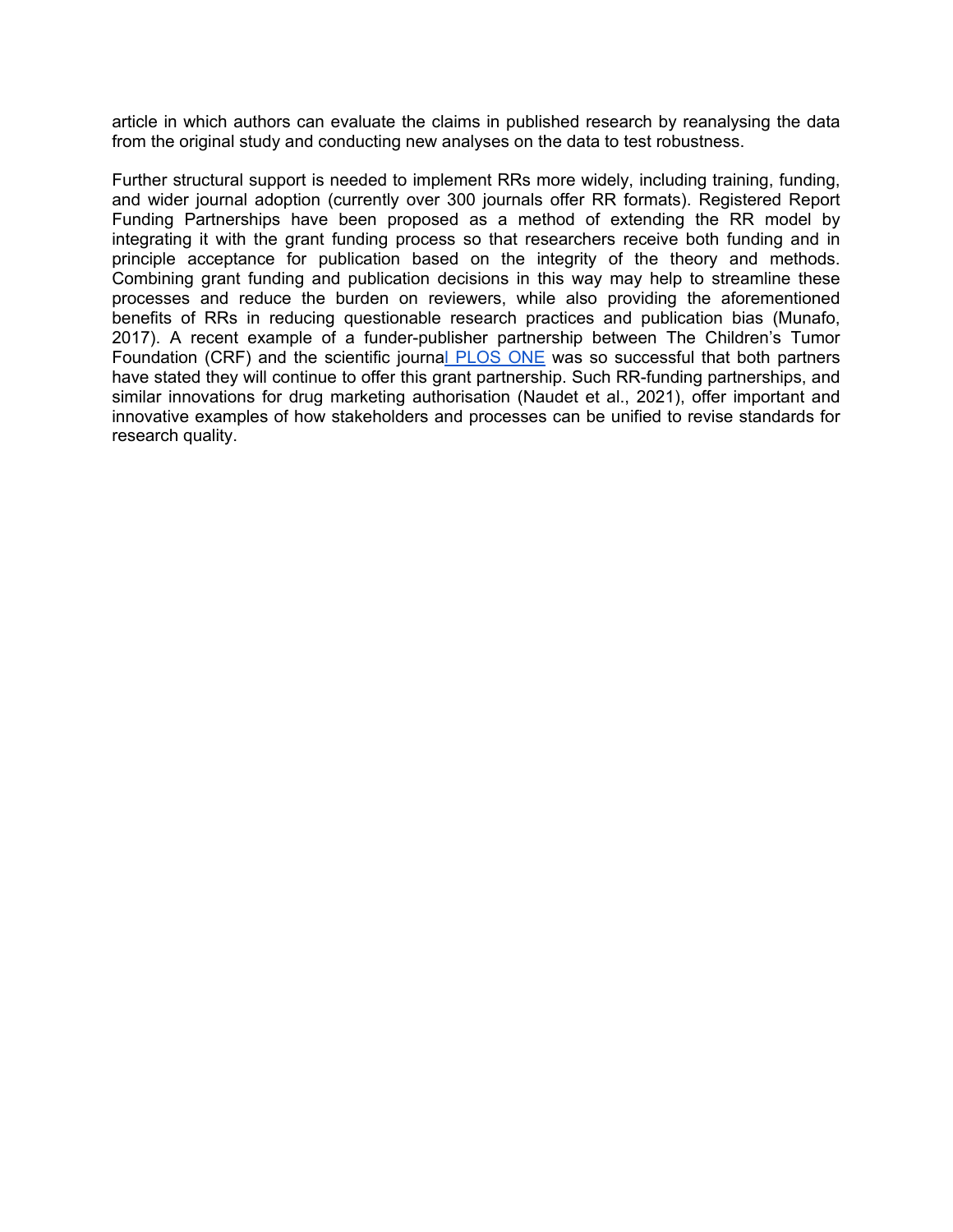article in which authors can evaluate the claims in published research by reanalysing the data from the original study and conducting new analyses on the data to test robustness.

Further structural support is needed to implement RRs more widely, including training, funding, and wider journal adoption (currently over 300 journals offer RR formats). Registered Report Funding Partnerships have been proposed as a method of extending the RR model by integrating it with the grant funding process so that researchers receive both funding and in principle acceptance for publication based on the integrity of the theory and methods. Combining grant funding and publication decisions in this way may help to streamline these processes and reduce the burden on reviewers, while also providing the aforementioned benefits of RRs in reducing questionable research practices and publication bias (Munafo, 2017). A recent example of a funder-publisher partnership between The Children's Tumor Foundation (CRF) and the scientific journal PLOS ONE was so successful that both partners have stated they will continue to offer this grant partnership. Such RR-funding partnerships, and similar innovations for drug marketing authorisation (Naudet et al., 2021), offer important and innovative examples of how stakeholders and processes can be unified to revise standards for research quality.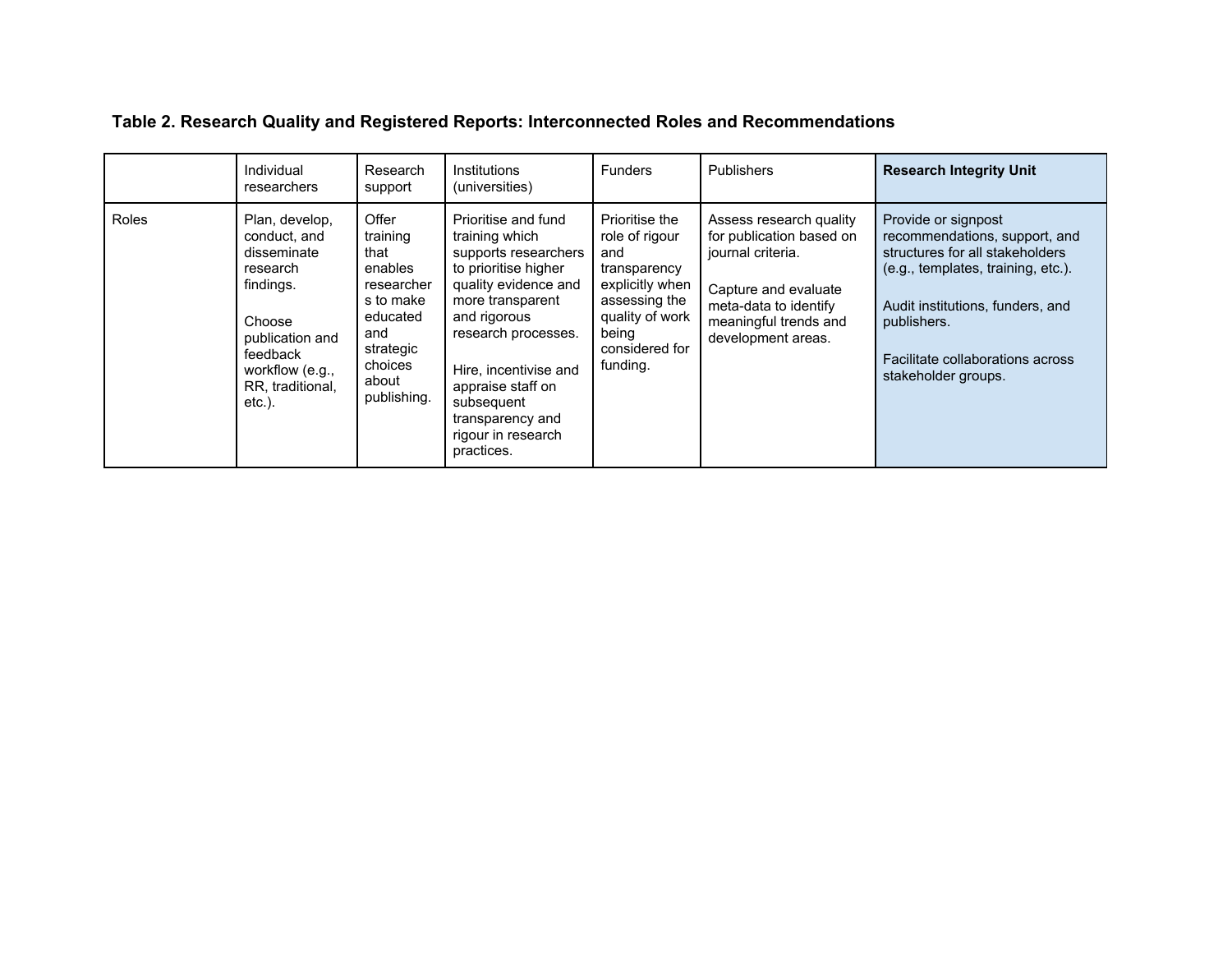**Table 2. Research Quality and Registered Reports: Interconnected Roles and Recommendations**

| | Individual researchers | Research support | Institutions (universities) | Funders | Publishers | **Research Integrity Unit** |
|---|---|---|---|---|---|---|
| Roles | Plan, develop, conduct, and disseminate research findings.<br><br>Choose publication and feedback workflow (e.g., RR, traditional, etc.). | Offer training that enables researchers to make educated and strategic choices about publishing. | Prioritise and fund training which supports researchers to prioritise higher quality evidence and more transparent and rigorous research processes.<br><br>Hire, incentivise and appraise staff on subsequent transparency and rigour in research practices. | Prioritise the role of rigour and transparency explicitly when assessing the quality of work being considered for funding. | Assess research quality for publication based on journal criteria.<br><br>Capture and evaluate meta-data to identify meaningful trends and development areas. | Provide or signpost recommendations, support, and structures for all stakeholders (e.g., templates, training, etc.).<br><br>Audit institutions, funders, and publishers.<br><br>Facilitate collaborations across stakeholder groups. |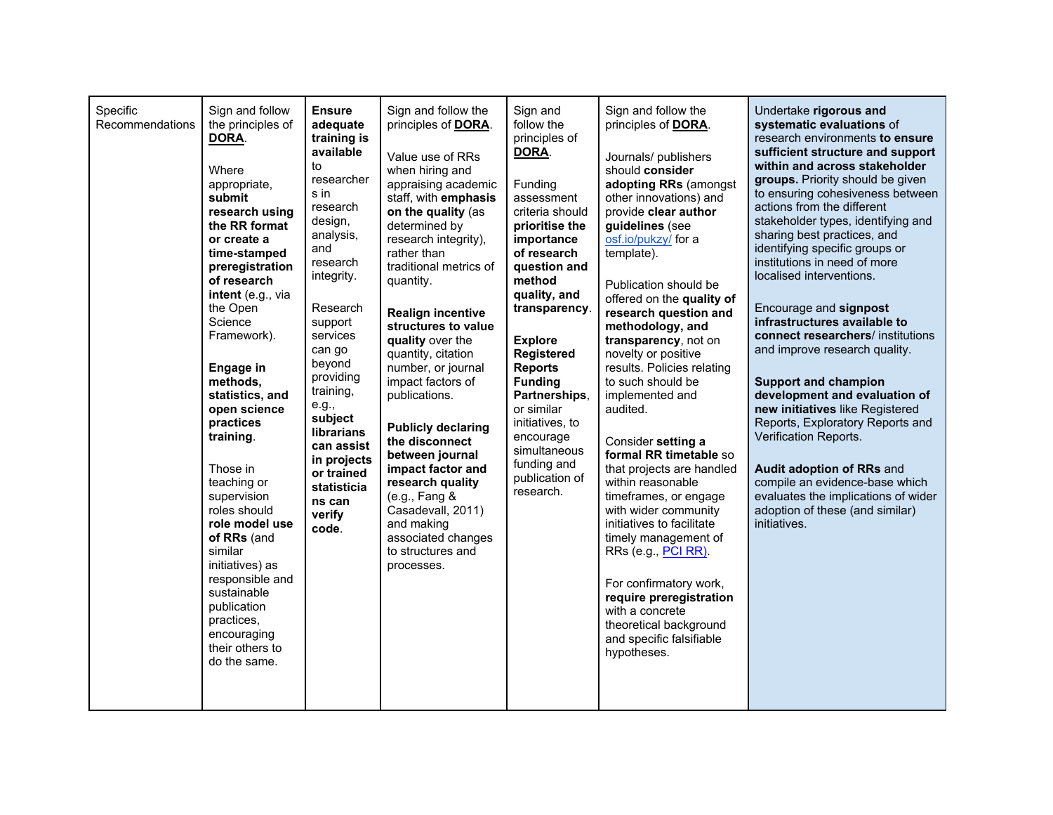| Specific Recommendations | Sign and follow the principles of **DORA**.<br><br>Where appropriate, **submit research using the RR format or create a time-stamped preregistration of research intent** (e.g., via the Open Science Framework).<br><br>**Engage in methods, statistics, and open science practices training**.<br><br>Those in teaching or supervision roles should **role model use of RRs** (and similar initiatives) as responsible and sustainable publication practices, encouraging their others to do the same. | **Ensure adequate training is available** to researchers in research design, analysis, and research integrity.<br><br>Research support services can go beyond providing training, e.g., **subject librarians can assist in projects or trained statisticians can verify code**. | Sign and follow the principles of **DORA**.<br><br>Value use of RRs when hiring and appraising academic staff, with **emphasis on the quality** (as determined by research integrity), rather than traditional metrics of quantity.<br><br>**Realign incentive structures to value quality** over the quantity, citation number, or journal impact factors of publications.<br><br>**Publicly declaring the disconnect between journal impact factor and research quality** (e.g., Fang & Casadevall, 2011) and making associated changes to structures and processes. | Sign and follow the principles of **DORA**.<br><br>Funding assessment criteria should **prioritise the importance of research question and method quality, and transparency**.<br><br>**Explore Registered Reports Funding Partnerships**, or similar initiatives, to encourage simultaneous funding and publication of research. | Sign and follow the principles of **DORA**.<br><br>Journals/ publishers should **consider adopting RRs** (amongst other innovations) and provide **clear author guidelines** (see osf.io/pukzy/ for a template).<br><br>Publication should be offered on the **quality of research question and methodology, and transparency**, not on novelty or positive results. Policies relating to such should be implemented and audited.<br><br>Consider **setting a formal RR timetable** so that projects are handled within reasonable timeframes, or engage with wider community initiatives to facilitate timely management of RRs (e.g., PCI RR).<br><br>For confirmatory work, **require preregistration** with a concrete theoretical background and specific falsifiable hypotheses. | Undertake **rigorous and systematic evaluations** of research environments **to ensure sufficient structure and support within and across stakeholder groups.** Priority should be given to ensuring cohesiveness between actions from the different stakeholder types, identifying and sharing best practices, and identifying specific groups or institutions in need of more localised interventions.<br><br>Encourage and **signpost infrastructures available to connect researchers**/ institutions and improve research quality.<br><br>**Support and champion development and evaluation of new initiatives** like Registered Reports, Exploratory Reports and Verification Reports.<br><br>**Audit adoption of RRs** and compile an evidence-base which evaluates the implications of wider adoption of these (and similar) initiatives. |
|---|---|---|---|---|---|---|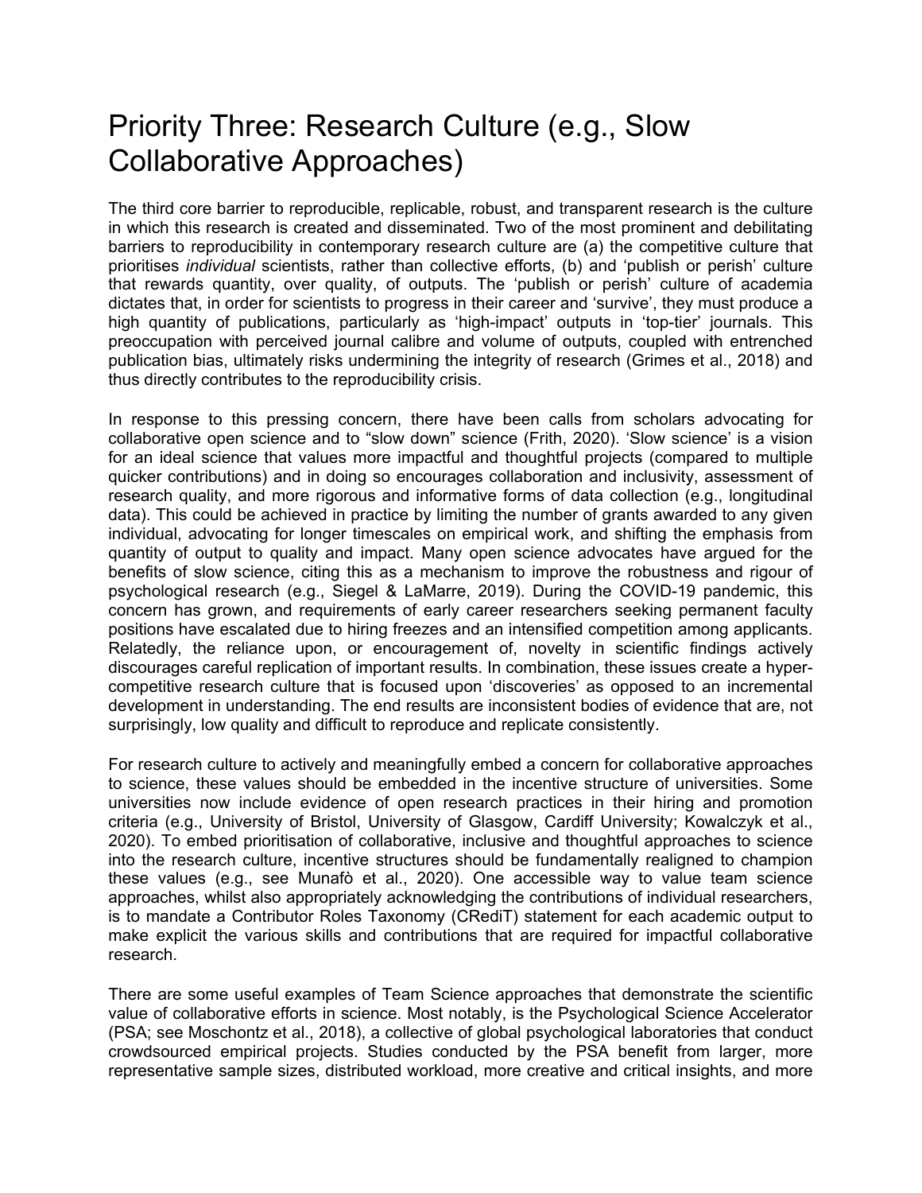# Priority Three: Research Culture (e.g., Slow Collaborative Approaches)

The third core barrier to reproducible, replicable, robust, and transparent research is the culture in which this research is created and disseminated. Two of the most prominent and debilitating barriers to reproducibility in contemporary research culture are (a) the competitive culture that prioritises *individual* scientists, rather than collective efforts, (b) and 'publish or perish' culture that rewards quantity, over quality, of outputs. The 'publish or perish' culture of academia dictates that, in order for scientists to progress in their career and 'survive', they must produce a high quantity of publications, particularly as 'high-impact' outputs in 'top-tier' journals. This preoccupation with perceived journal calibre and volume of outputs, coupled with entrenched publication bias, ultimately risks undermining the integrity of research (Grimes et al., 2018) and thus directly contributes to the reproducibility crisis.

In response to this pressing concern, there have been calls from scholars advocating for collaborative open science and to "slow down" science (Frith, 2020). 'Slow science' is a vision for an ideal science that values more impactful and thoughtful projects (compared to multiple quicker contributions) and in doing so encourages collaboration and inclusivity, assessment of research quality, and more rigorous and informative forms of data collection (e.g., longitudinal data). This could be achieved in practice by limiting the number of grants awarded to any given individual, advocating for longer timescales on empirical work, and shifting the emphasis from quantity of output to quality and impact. Many open science advocates have argued for the benefits of slow science, citing this as a mechanism to improve the robustness and rigour of psychological research (e.g., Siegel & LaMarre, 2019). During the COVID-19 pandemic, this concern has grown, and requirements of early career researchers seeking permanent faculty positions have escalated due to hiring freezes and an intensified competition among applicants. Relatedly, the reliance upon, or encouragement of, novelty in scientific findings actively discourages careful replication of important results. In combination, these issues create a hyper-competitive research culture that is focused upon 'discoveries' as opposed to an incremental development in understanding. The end results are inconsistent bodies of evidence that are, not surprisingly, low quality and difficult to reproduce and replicate consistently.

For research culture to actively and meaningfully embed a concern for collaborative approaches to science, these values should be embedded in the incentive structure of universities. Some universities now include evidence of open research practices in their hiring and promotion criteria (e.g., University of Bristol, University of Glasgow, Cardiff University; Kowalczyk et al., 2020). To embed prioritisation of collaborative, inclusive and thoughtful approaches to science into the research culture, incentive structures should be fundamentally realigned to champion these values (e.g., see Munafò et al., 2020). One accessible way to value team science approaches, whilst also appropriately acknowledging the contributions of individual researchers, is to mandate a Contributor Roles Taxonomy (CRediT) statement for each academic output to make explicit the various skills and contributions that are required for impactful collaborative research.

There are some useful examples of Team Science approaches that demonstrate the scientific value of collaborative efforts in science. Most notably, is the Psychological Science Accelerator (PSA; see Moschontz et al., 2018), a collective of global psychological laboratories that conduct crowdsourced empirical projects. Studies conducted by the PSA benefit from larger, more representative sample sizes, distributed workload, more creative and critical insights, and more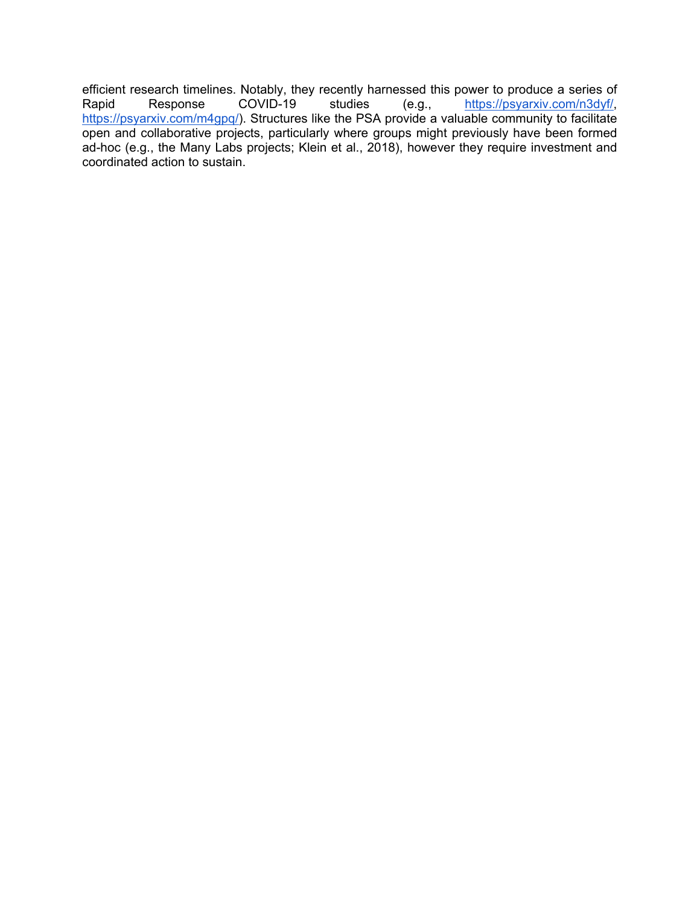efficient research timelines. Notably, they recently harnessed this power to produce a series of Rapid Response COVID-19 studies (e.g., https://psyarxiv.com/n3dyf/, https://psyarxiv.com/m4gpq/). Structures like the PSA provide a valuable community to facilitate open and collaborative projects, particularly where groups might previously have been formed ad-hoc (e.g., the Many Labs projects; Klein et al., 2018), however they require investment and coordinated action to sustain.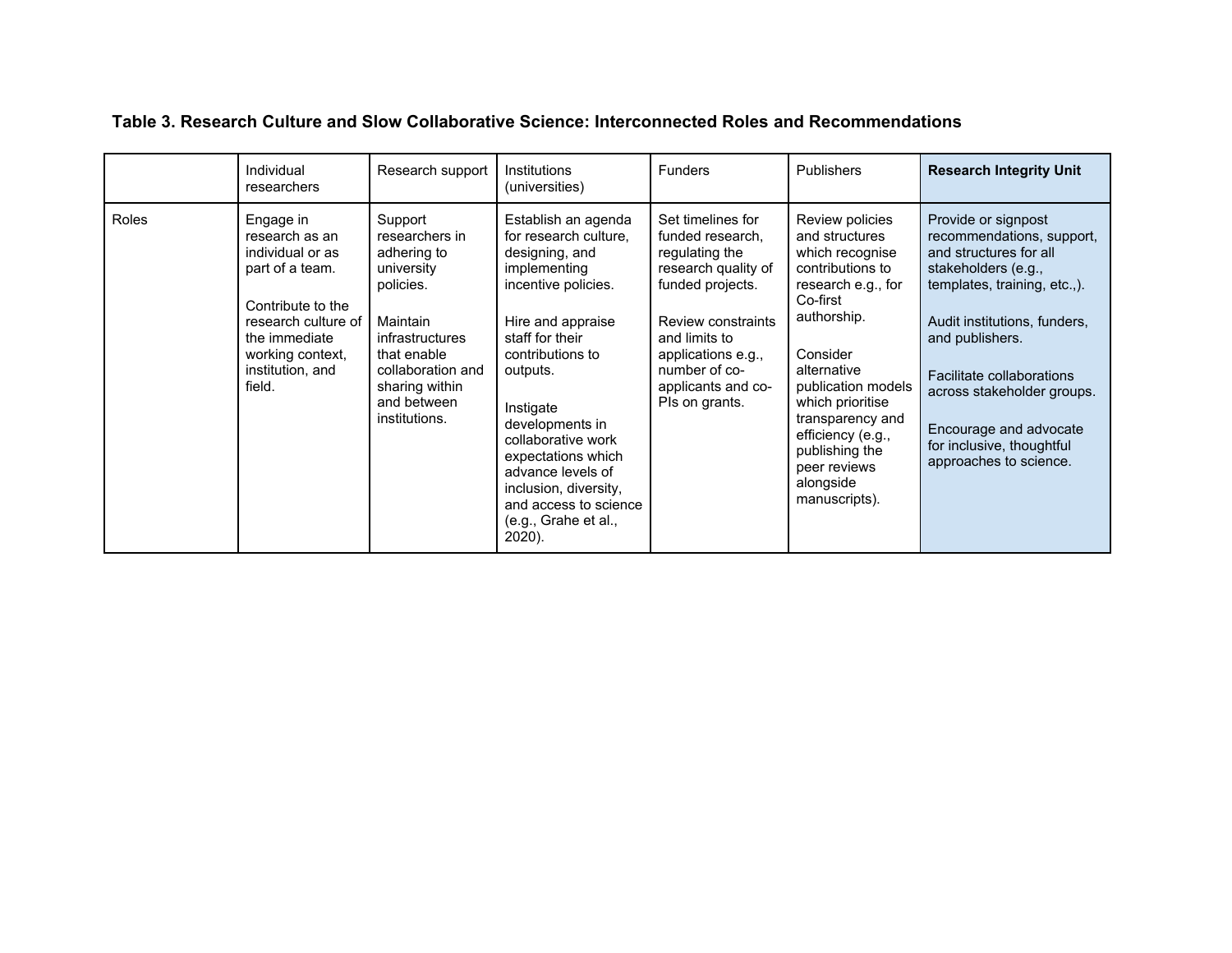**Table 3. Research Culture and Slow Collaborative Science: Interconnected Roles and Recommendations**

| | Individual researchers | Research support | Institutions (universities) | Funders | Publishers | **Research Integrity Unit** |
|---|---|---|---|---|---|---|
| Roles | Engage in research as an individual or as part of a team.<br><br>Contribute to the research culture of the immediate working context, institution, and field. | Support researchers in adhering to university policies.<br><br>Maintain infrastructures that enable collaboration and sharing within and between institutions. | Establish an agenda for research culture, designing, and implementing incentive policies.<br><br>Hire and appraise staff for their contributions to outputs.<br><br>Instigate developments in collaborative work expectations which advance levels of inclusion, diversity, and access to science (e.g., Grahe et al., 2020). | Set timelines for funded research, regulating the research quality of funded projects.<br><br>Review constraints and limits to applications e.g., number of co-applicants and co-PIs on grants. | Review policies and structures which recognise contributions to research e.g., for Co-first authorship.<br><br>Consider alternative publication models which prioritise transparency and efficiency (e.g., publishing the peer reviews alongside manuscripts). | Provide or signpost recommendations, support, and structures for all stakeholders (e.g., templates, training, etc.,).<br><br>Audit institutions, funders, and publishers.<br><br>Facilitate collaborations across stakeholder groups.<br><br>Encourage and advocate for inclusive, thoughtful approaches to science. |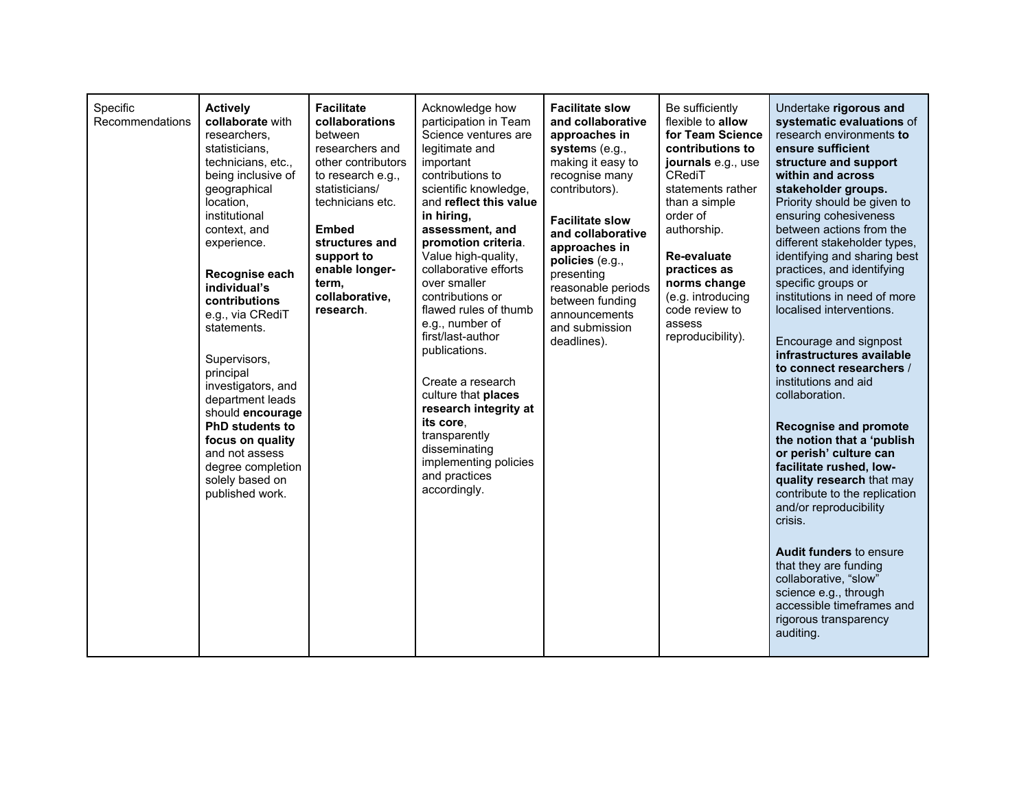| Specific Recommendations | **Actively collaborate** with researchers, statisticians, technicians, etc., being inclusive of geographical location, institutional context, and experience.<br><br>**Recognise each individual's contributions** e.g., via CRediT statements.<br><br>Supervisors, principal investigators, and department leads should **encourage PhD students to focus on quality** and not assess degree completion solely based on published work. | **Facilitate collaborations** between researchers and other contributors to research e.g., statisticians/ technicians etc.<br><br>**Embed structures and support to enable longer-term, collaborative, research**. | Acknowledge how participation in Team Science ventures are legitimate and important contributions to scientific knowledge, and **reflect this value in hiring, assessment, and promotion criteria**. Value high-quality, collaborative efforts over smaller contributions or flawed rules of thumb e.g., number of first/last-author publications.<br><br>Create a research culture that **places research integrity at its core**, transparently disseminating implementing policies and practices accordingly. | **Facilitate slow and collaborative approaches in system**s (e.g., making it easy to recognise many contributors).<br><br>**Facilitate slow and collaborative approaches in policies** (e.g., presenting reasonable periods between funding announcements and submission deadlines). | Be sufficiently flexible to **allow for Team Science contributions to journals** e.g., use CRediT statements rather than a simple order of authorship.<br><br>**Re-evaluate practices as norms change** (e.g. introducing code review to assess reproducibility). | Undertake **rigorous and systematic evaluations** of research environments **to ensure sufficient structure and support within and across stakeholder groups.** Priority should be given to ensuring cohesiveness between actions from the different stakeholder types, identifying and sharing best practices, and identifying specific groups or institutions in need of more localised interventions.<br><br>Encourage and signpost **infrastructures available to connect researchers** / institutions and aid collaboration.<br><br>**Recognise and promote the notion that a 'publish or perish' culture can facilitate rushed, low-quality research** that may contribute to the replication and/or reproducibility crisis.<br><br>**Audit funders** to ensure that they are funding collaborative, "slow" science e.g., through accessible timeframes and rigorous transparency auditing. |
|---|---|---|---|---|---|---|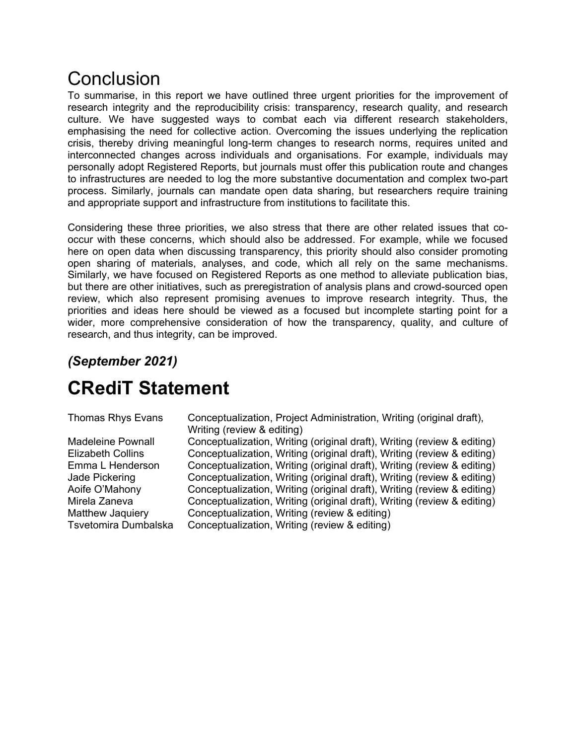# Conclusion

To summarise, in this report we have outlined three urgent priorities for the improvement of research integrity and the reproducibility crisis: transparency, research quality, and research culture. We have suggested ways to combat each via different research stakeholders, emphasising the need for collective action. Overcoming the issues underlying the replication crisis, thereby driving meaningful long-term changes to research norms, requires united and interconnected changes across individuals and organisations. For example, individuals may personally adopt Registered Reports, but journals must offer this publication route and changes to infrastructures are needed to log the more substantive documentation and complex two-part process. Similarly, journals can mandate open data sharing, but researchers require training and appropriate support and infrastructure from institutions to facilitate this.

Considering these three priorities, we also stress that there are other related issues that co-occur with these concerns, which should also be addressed. For example, while we focused here on open data when discussing transparency, this priority should also consider promoting open sharing of materials, analyses, and code, which all rely on the same mechanisms. Similarly, we have focused on Registered Reports as one method to alleviate publication bias, but there are other initiatives, such as preregistration of analysis plans and crowd-sourced open review, which also represent promising avenues to improve research integrity. Thus, the priorities and ideas here should be viewed as a focused but incomplete starting point for a wider, more comprehensive consideration of how the transparency, quality, and culture of research, and thus integrity, can be improved.

### *(September 2021)*

# CRediT Statement

| | |
|---|---|
| Thomas Rhys Evans | Conceptualization, Project Administration, Writing (original draft), Writing (review & editing) |
| Madeleine Pownall | Conceptualization, Writing (original draft), Writing (review & editing) |
| Elizabeth Collins | Conceptualization, Writing (original draft), Writing (review & editing) |
| Emma L Henderson | Conceptualization, Writing (original draft), Writing (review & editing) |
| Jade Pickering | Conceptualization, Writing (original draft), Writing (review & editing) |
| Aoife O'Mahony | Conceptualization, Writing (original draft), Writing (review & editing) |
| Mirela Zaneva | Conceptualization, Writing (original draft), Writing (review & editing) |
| Matthew Jaquiery | Conceptualization, Writing (review & editing) |
| Tsvetomira Dumbalska | Conceptualization, Writing (review & editing) |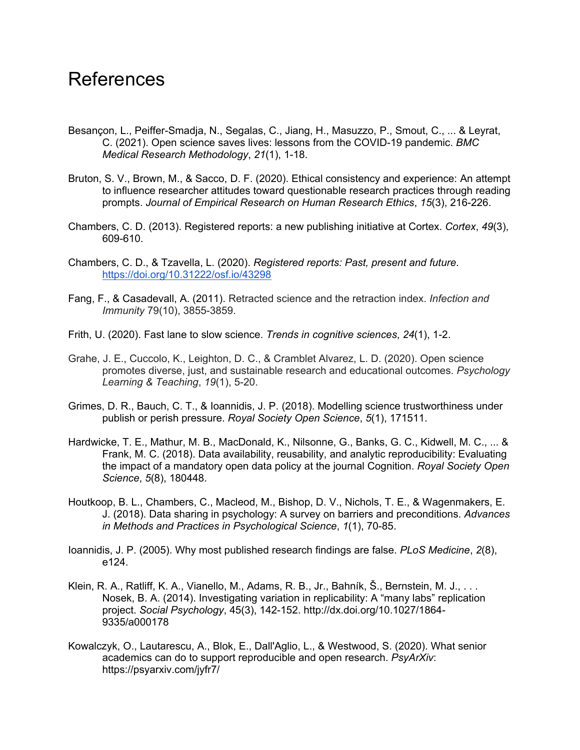# References

Besançon, L., Peiffer-Smadja, N., Segalas, C., Jiang, H., Masuzzo, P., Smout, C., ... & Leyrat, C. (2021). Open science saves lives: lessons from the COVID-19 pandemic. *BMC Medical Research Methodology*, *21*(1), 1-18.

Bruton, S. V., Brown, M., & Sacco, D. F. (2020). Ethical consistency and experience: An attempt to influence researcher attitudes toward questionable research practices through reading prompts. *Journal of Empirical Research on Human Research Ethics*, *15*(3), 216-226.

Chambers, C. D. (2013). Registered reports: a new publishing initiative at Cortex. *Cortex*, *49*(3), 609-610.

Chambers, C. D., & Tzavella, L. (2020). *Registered reports: Past, present and future*. https://doi.org/10.31222/osf.io/43298

Fang, F., & Casadevall, A. (2011). Retracted science and the retraction index. *Infection and Immunity* 79(10), 3855-3859.

Frith, U. (2020). Fast lane to slow science. *Trends in cognitive sciences*, *24*(1), 1-2.

Grahe, J. E., Cuccolo, K., Leighton, D. C., & Cramblet Alvarez, L. D. (2020). Open science promotes diverse, just, and sustainable research and educational outcomes. *Psychology Learning & Teaching*, *19*(1), 5-20.

Grimes, D. R., Bauch, C. T., & Ioannidis, J. P. (2018). Modelling science trustworthiness under publish or perish pressure. *Royal Society Open Science*, *5*(1), 171511.

Hardwicke, T. E., Mathur, M. B., MacDonald, K., Nilsonne, G., Banks, G. C., Kidwell, M. C., ... & Frank, M. C. (2018). Data availability, reusability, and analytic reproducibility: Evaluating the impact of a mandatory open data policy at the journal Cognition. *Royal Society Open Science*, *5*(8), 180448.

Houtkoop, B. L., Chambers, C., Macleod, M., Bishop, D. V., Nichols, T. E., & Wagenmakers, E. J. (2018). Data sharing in psychology: A survey on barriers and preconditions. *Advances in Methods and Practices in Psychological Science*, *1*(1), 70-85.

Ioannidis, J. P. (2005). Why most published research findings are false. *PLoS Medicine*, *2*(8), e124.

Klein, R. A., Ratliff, K. A., Vianello, M., Adams, R. B., Jr., Bahník, Š., Bernstein, M. J., . . . Nosek, B. A. (2014). Investigating variation in replicability: A "many labs" replication project. *Social Psychology*, 45(3), 142-152. http://dx.doi.org/10.1027/1864-9335/a000178

Kowalczyk, O., Lautarescu, A., Blok, E., Dall'Aglio, L., & Westwood, S. (2020). What senior academics can do to support reproducible and open research. *PsyArXiv*: https://psyarxiv.com/jyfr7/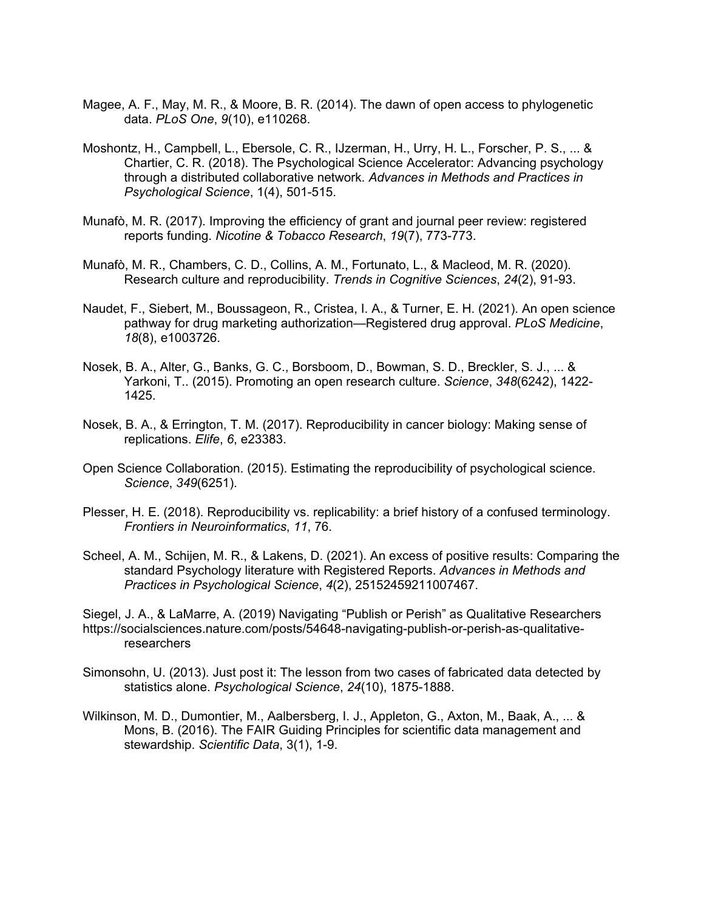Magee, A. F., May, M. R., & Moore, B. R. (2014). The dawn of open access to phylogenetic data. *PLoS One*, *9*(10), e110268.

Moshontz, H., Campbell, L., Ebersole, C. R., IJzerman, H., Urry, H. L., Forscher, P. S., ... & Chartier, C. R. (2018). The Psychological Science Accelerator: Advancing psychology through a distributed collaborative network. *Advances in Methods and Practices in Psychological Science*, 1(4), 501-515.

Munafò, M. R. (2017). Improving the efficiency of grant and journal peer review: registered reports funding. *Nicotine & Tobacco Research*, *19*(7), 773-773.

Munafò, M. R., Chambers, C. D., Collins, A. M., Fortunato, L., & Macleod, M. R. (2020). Research culture and reproducibility. *Trends in Cognitive Sciences*, *24*(2), 91-93.

Naudet, F., Siebert, M., Boussageon, R., Cristea, I. A., & Turner, E. H. (2021). An open science pathway for drug marketing authorization—Registered drug approval. *PLoS Medicine*, *18*(8), e1003726.

Nosek, B. A., Alter, G., Banks, G. C., Borsboom, D., Bowman, S. D., Breckler, S. J., ... & Yarkoni, T.. (2015). Promoting an open research culture. *Science*, *348*(6242), 1422-1425.

Nosek, B. A., & Errington, T. M. (2017). Reproducibility in cancer biology: Making sense of replications. *Elife*, *6*, e23383.

Open Science Collaboration. (2015). Estimating the reproducibility of psychological science. *Science*, *349*(6251).

Plesser, H. E. (2018). Reproducibility vs. replicability: a brief history of a confused terminology. *Frontiers in Neuroinformatics*, *11*, 76.

Scheel, A. M., Schijen, M. R., & Lakens, D. (2021). An excess of positive results: Comparing the standard Psychology literature with Registered Reports. *Advances in Methods and Practices in Psychological Science*, *4*(2), 25152459211007467.

Siegel, J. A., & LaMarre, A. (2019) Navigating "Publish or Perish" as Qualitative Researchers https://socialsciences.nature.com/posts/54648-navigating-publish-or-perish-as-qualitative-researchers

Simonsohn, U. (2013). Just post it: The lesson from two cases of fabricated data detected by statistics alone. *Psychological Science*, *24*(10), 1875-1888.

Wilkinson, M. D., Dumontier, M., Aalbersberg, I. J., Appleton, G., Axton, M., Baak, A., ... & Mons, B. (2016). The FAIR Guiding Principles for scientific data management and stewardship. *Scientific Data*, 3(1), 1-9.